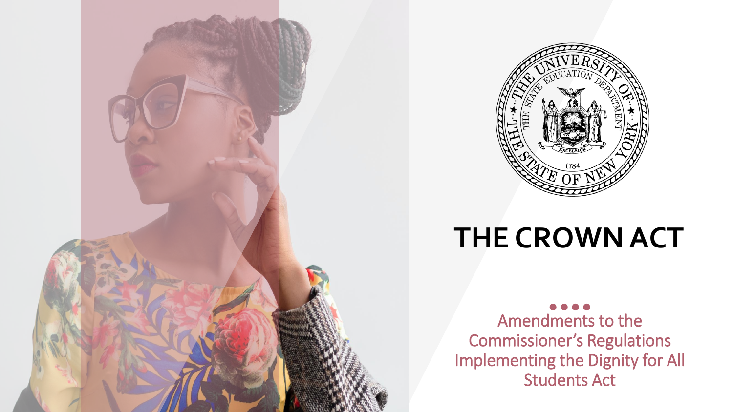# THE CROWN ACT

Amendments to the Commissioner's Regulations Implementing the Dignity for All Students Act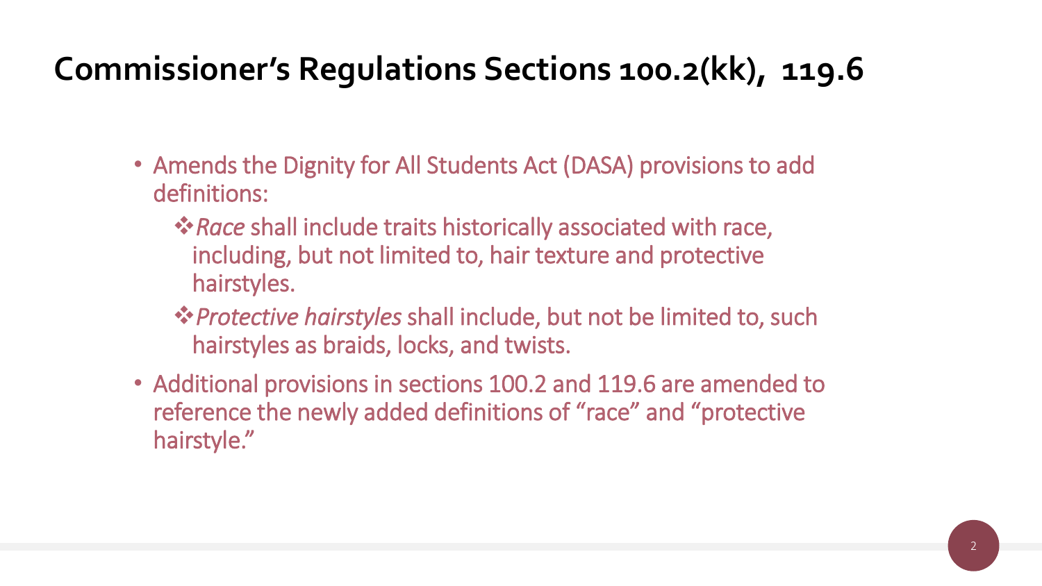# Commissioner's Regulations Sections 100.2(kk), 119.6

- Amends the Dignity for All Students Act (DASA) provisions to add definitions:
  - *Race* shall include traits historically associated with race, including, but not limited to, hair texture and protective hairstyles.
  - *Protective hairstyles* shall include, but not be limited to, such hairstyles as braids, locks, and twists.
- Additional provisions in sections 100.2 and 119.6 are amended to reference the newly added definitions of "race" and "protective hairstyle."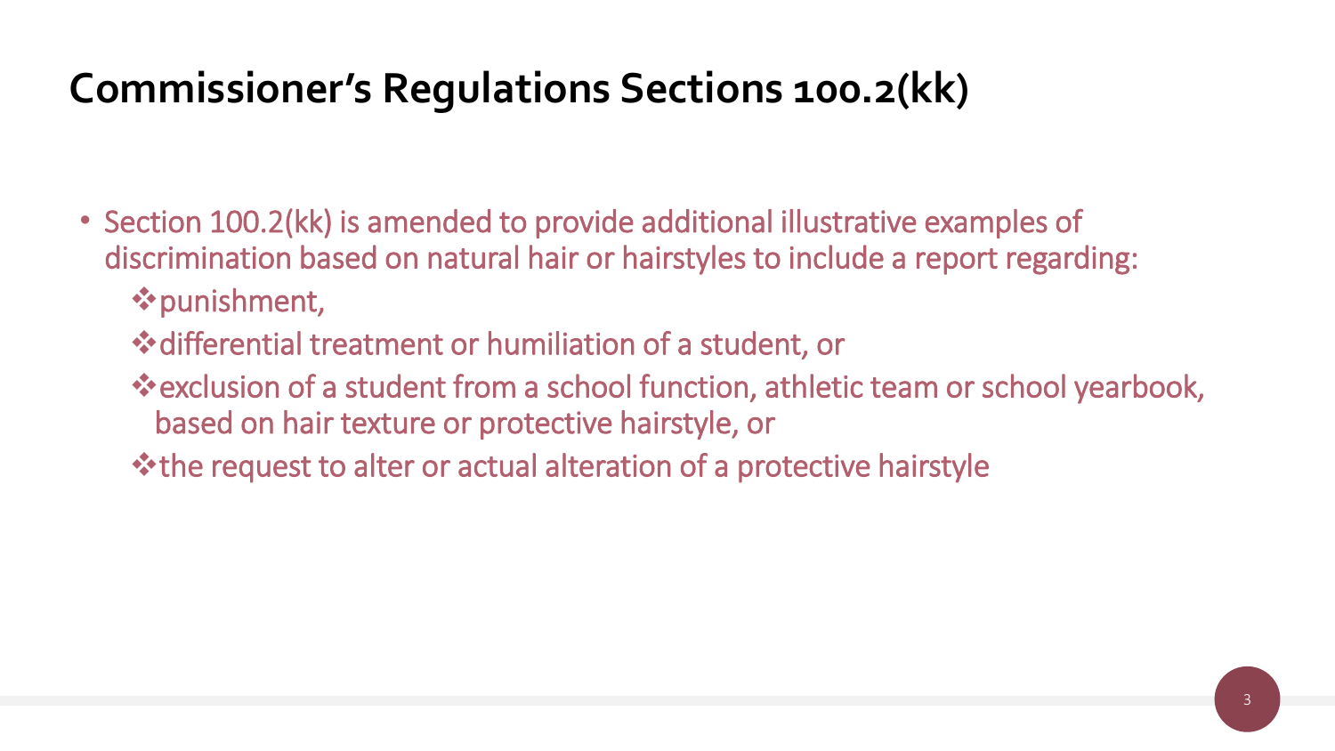# Commissioner's Regulations Sections 100.2(kk)

- Section 100.2(kk) is amended to provide additional illustrative examples of discrimination based on natural hair or hairstyles to include a report regarding:
  - punishment,
  - differential treatment or humiliation of a student, or
  - exclusion of a student from a school function, athletic team or school yearbook, based on hair texture or protective hairstyle, or
  - the request to alter or actual alteration of a protective hairstyle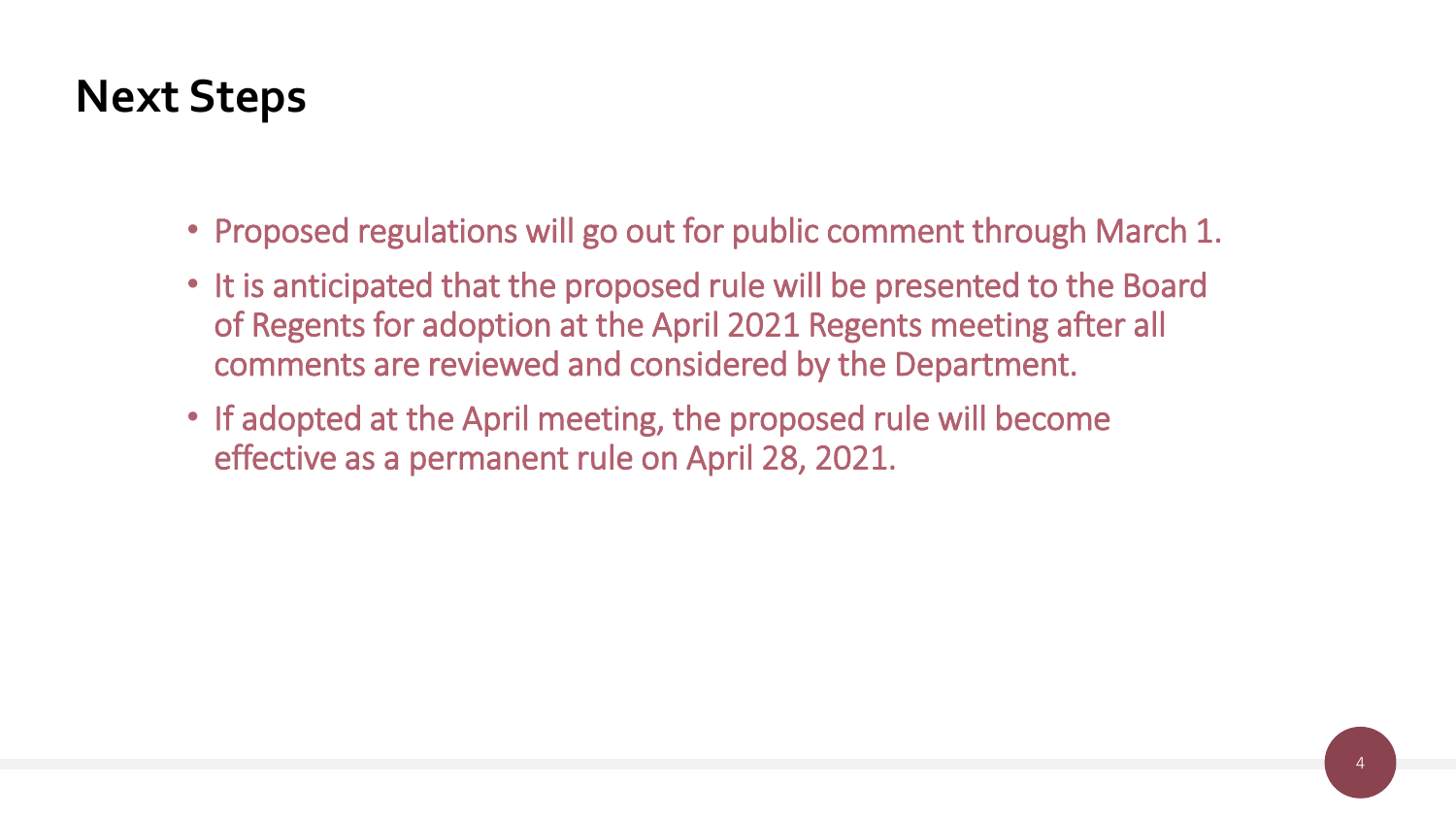# Next Steps

- Proposed regulations will go out for public comment through March 1.
- It is anticipated that the proposed rule will be presented to the Board of Regents for adoption at the April 2021 Regents meeting after all comments are reviewed and considered by the Department.
- If adopted at the April meeting, the proposed rule will become effective as a permanent rule on April 28, 2021.